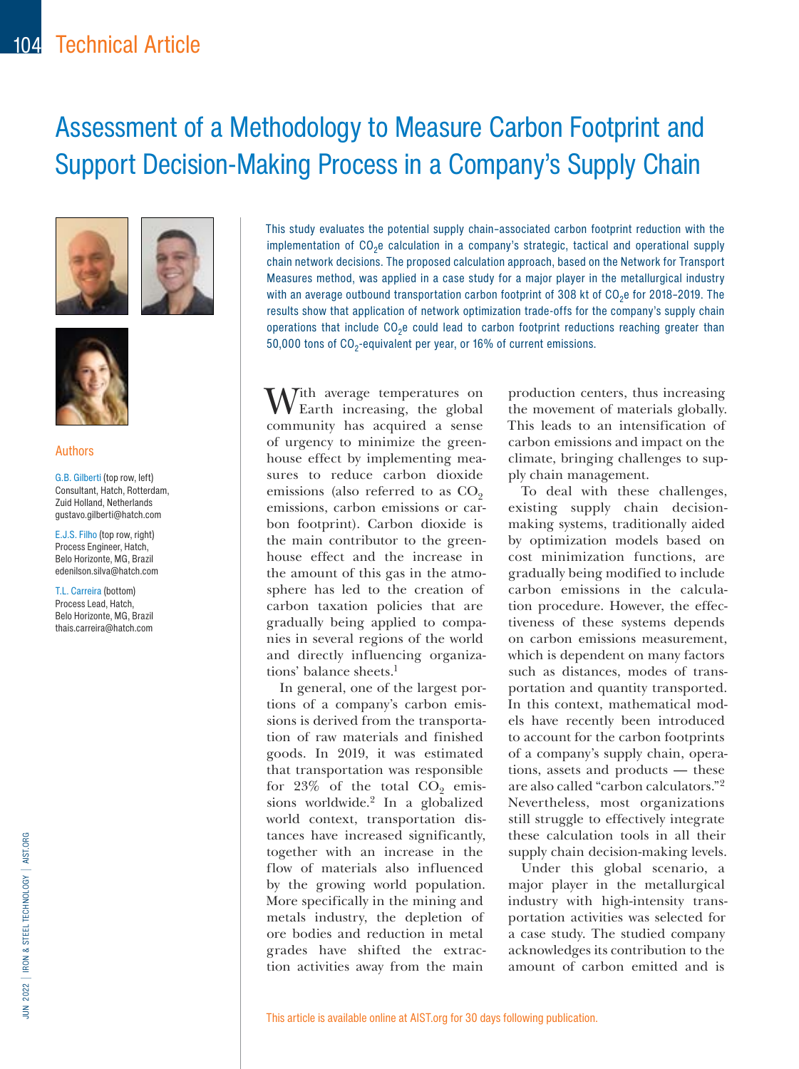# Assessment of a Methodology to Measure Carbon Footprint and Support Decision-Making Process in a Company's Supply Chain

This study evaluates the potential supply chain-associated carbon footprint reduction with the implementation of $CO_2e$ calculation in a company's strategic, tactical and operational supply chain network decisions. The proposed calculation approach, based on the Network for Transport Measures method, was applied in a case study for a major player in the metallurgical industry with an average outbound transportation carbon footprint of 308 kt of $CO_2e$ for 2018–2019. The results show that application of network optimization trade-offs for the company's supply chain operations that include $CO_2e$ could lead to carbon footprint reductions reaching greater than 50,000 tons of $CO_2$-equivalent per year, or 16% of current emissions.

## Authors

G.B. Gilberti (top row, left)
Consultant, Hatch, Rotterdam, Zuid Holland, Netherlands
gustavo.gilberti@hatch.com

E.J.S. Filho (top row, right)
Process Engineer, Hatch, Belo Horizonte, MG, Brazil
edenilson.silva@hatch.com

T.L. Carreira (bottom)
Process Lead, Hatch, Belo Horizonte, MG, Brazil
thais.carreira@hatch.com

With average temperatures on Earth increasing, the global community has acquired a sense of urgency to minimize the greenhouse effect by implementing measures to reduce carbon dioxide emissions (also referred to as $CO_2$ emissions, carbon emissions or carbon footprint). Carbon dioxide is the main contributor to the greenhouse effect and the increase in the amount of this gas in the atmosphere has led to the creation of carbon taxation policies that are gradually being applied to companies in several regions of the world and directly influencing organizations' balance sheets.[1]

In general, one of the largest portions of a company's carbon emissions is derived from the transportation of raw materials and finished goods. In 2019, it was estimated that transportation was responsible for 23% of the total $CO_2$ emissions worldwide.[2] In a globalized world context, transportation distances have increased significantly, together with an increase in the flow of materials also influenced by the growing world population. More specifically in the mining and metals industry, the depletion of ore bodies and reduction in metal grades have shifted the extraction activities away from the main production centers, thus increasing the movement of materials globally. This leads to an intensification of carbon emissions and impact on the climate, bringing challenges to supply chain management.

To deal with these challenges, existing supply chain decision-making systems, traditionally aided by optimization models based on cost minimization functions, are gradually being modified to include carbon emissions in the calculation procedure. However, the effectiveness of these systems depends on carbon emissions measurement, which is dependent on many factors such as distances, modes of transportation and quantity transported. In this context, mathematical models have recently been introduced to account for the carbon footprints of a company's supply chain, operations, assets and products — these are also called "carbon calculators."[2] Nevertheless, most organizations still struggle to effectively integrate these calculation tools in all their supply chain decision-making levels.

Under this global scenario, a major player in the metallurgical industry with high-intensity transportation activities was selected for a case study. The studied company acknowledges its contribution to the amount of carbon emitted and is

This article is available online at AIST.org for 30 days following publication.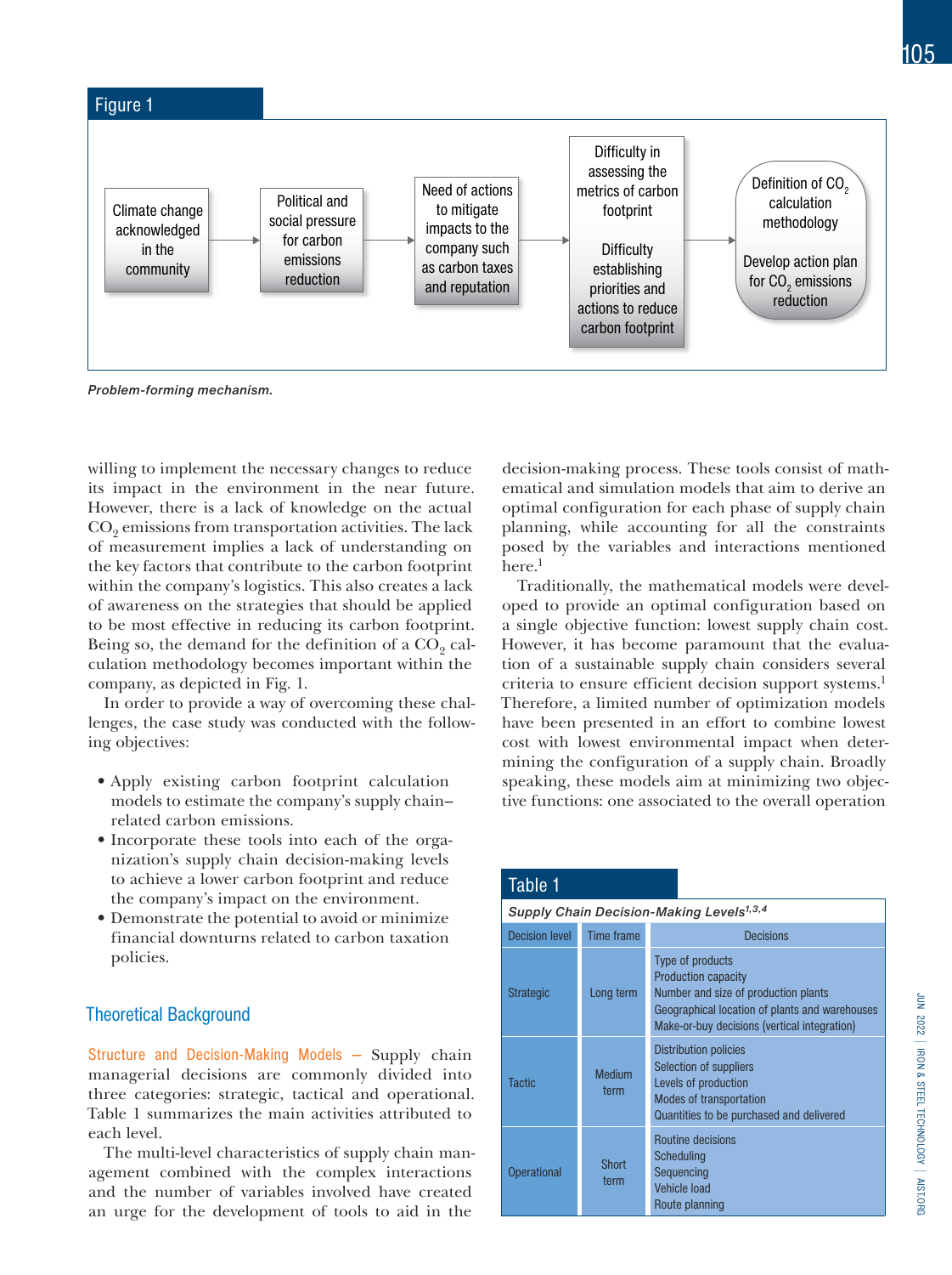## Figure 1

Climate change acknowledged in the community → Political and social pressure for carbon emissions reduction → Need of actions to mitigate impacts to the company such as carbon taxes and reputation → Difficulty in assessing the metrics of carbon footprint; Difficulty establishing priorities and actions to reduce carbon footprint → Definition of $CO_2$ calculation methodology; Develop action plan for $CO_2$ emissions reduction

*Problem-forming mechanism.*

willing to implement the necessary changes to reduce its impact in the environment in the near future. However, there is a lack of knowledge on the actual $CO_2$ emissions from transportation activities. The lack of measurement implies a lack of understanding on the key factors that contribute to the carbon footprint within the company's logistics. This also creates a lack of awareness on the strategies that should be applied to be most effective in reducing its carbon footprint. Being so, the demand for the definition of a $CO_2$ calculation methodology becomes important within the company, as depicted in Fig. 1.

In order to provide a way of overcoming these challenges, the case study was conducted with the following objectives:

- Apply existing carbon footprint calculation models to estimate the company's supply chain–related carbon emissions.
- Incorporate these tools into each of the organization's supply chain decision-making levels to achieve a lower carbon footprint and reduce the company's impact on the environment.
- Demonstrate the potential to avoid or minimize financial downturns related to carbon taxation policies.

## Theoretical Background

**Structure and Decision-Making Models —** Supply chain managerial decisions are commonly divided into three categories: strategic, tactical and operational. Table 1 summarizes the main activities attributed to each level.

The multi-level characteristics of supply chain management combined with the complex interactions and the number of variables involved have created an urge for the development of tools to aid in the decision-making process. These tools consist of mathematical and simulation models that aim to derive an optimal configuration for each phase of supply chain planning, while accounting for all the constraints posed by the variables and interactions mentioned here.[1]

Traditionally, the mathematical models were developed to provide an optimal configuration based on a single objective function: lowest supply chain cost. However, it has become paramount that the evaluation of a sustainable supply chain considers several criteria to ensure efficient decision support systems.[1] Therefore, a limited number of optimization models have been presented in an effort to combine lowest cost with lowest environmental impact when determining the configuration of a supply chain. Broadly speaking, these models aim at minimizing two objective functions: one associated to the overall operation

## Table 1

*Supply Chain Decision-Making Levels[1,3,4]*

| Decision level | Time frame | Decisions |
|---|---|---|
| Strategic | Long term | Type of products<br>Production capacity<br>Number and size of production plants<br>Geographical location of plants and warehouses<br>Make-or-buy decisions (vertical integration) |
| Tactic | Medium term | Distribution policies<br>Selection of suppliers<br>Levels of production<br>Modes of transportation<br>Quantities to be purchased and delivered |
| Operational | Short term | Routine decisions<br>Scheduling<br>Sequencing<br>Vehicle load<br>Route planning |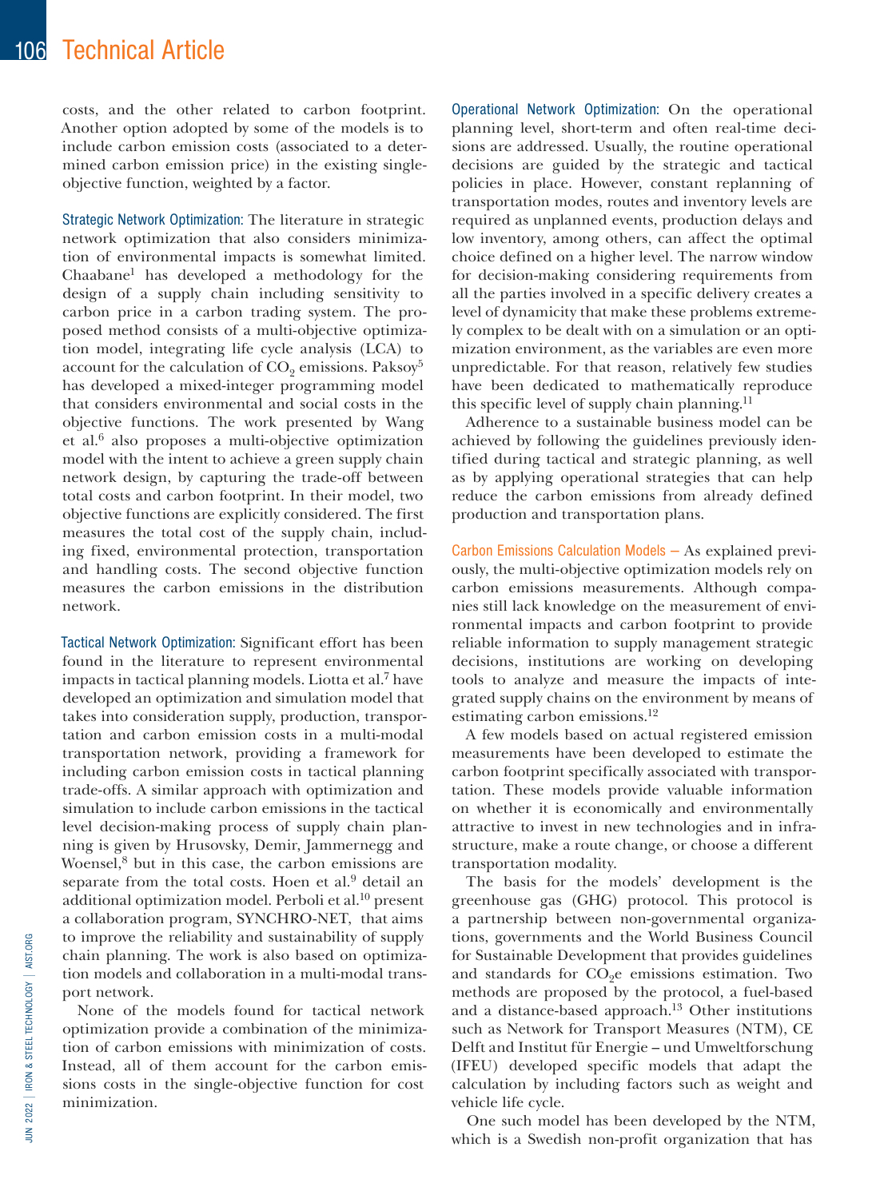costs, and the other related to carbon footprint. Another option adopted by some of the models is to include carbon emission costs (associated to a determined carbon emission price) in the existing single-objective function, weighted by a factor.

**Strategic Network Optimization:** The literature in strategic network optimization that also considers minimization of environmental impacts is somewhat limited. Chaabane[1] has developed a methodology for the design of a supply chain including sensitivity to carbon price in a carbon trading system. The proposed method consists of a multi-objective optimization model, integrating life cycle analysis (LCA) to account for the calculation of $CO_2$ emissions. Paksoy[5] has developed a mixed-integer programming model that considers environmental and social costs in the objective functions. The work presented by Wang et al.[6] also proposes a multi-objective optimization model with the intent to achieve a green supply chain network design, by capturing the trade-off between total costs and carbon footprint. In their model, two objective functions are explicitly considered. The first measures the total cost of the supply chain, including fixed, environmental protection, transportation and handling costs. The second objective function measures the carbon emissions in the distribution network.

**Tactical Network Optimization:** Significant effort has been found in the literature to represent environmental impacts in tactical planning models. Liotta et al.[7] have developed an optimization and simulation model that takes into consideration supply, production, transportation and carbon emission costs in a multi-modal transportation network, providing a framework for including carbon emission costs in tactical planning trade-offs. A similar approach with optimization and simulation to include carbon emissions in the tactical level decision-making process of supply chain planning is given by Hrusovsky, Demir, Jammernegg and Woensel,[8] but in this case, the carbon emissions are separate from the total costs. Hoen et al.[9] detail an additional optimization model. Perboli et al.[10] present a collaboration program, SYNCHRO-NET, that aims to improve the reliability and sustainability of supply chain planning. The work is also based on optimization models and collaboration in a multi-modal transport network.

None of the models found for tactical network optimization provide a combination of the minimization of carbon emissions with minimization of costs. Instead, all of them account for the carbon emissions costs in the single-objective function for cost minimization.

**Operational Network Optimization:** On the operational planning level, short-term and often real-time decisions are addressed. Usually, the routine operational decisions are guided by the strategic and tactical policies in place. However, constant replanning of transportation modes, routes and inventory levels are required as unplanned events, production delays and low inventory, among others, can affect the optimal choice defined on a higher level. The narrow window for decision-making considering requirements from all the parties involved in a specific delivery creates a level of dynamicity that make these problems extremely complex to be dealt with on a simulation or an optimization environment, as the variables are even more unpredictable. For that reason, relatively few studies have been dedicated to mathematically reproduce this specific level of supply chain planning.[11]

Adherence to a sustainable business model can be achieved by following the guidelines previously identified during tactical and strategic planning, as well as by applying operational strategies that can help reduce the carbon emissions from already defined production and transportation plans.

**Carbon Emissions Calculation Models —** As explained previously, the multi-objective optimization models rely on carbon emissions measurements. Although companies still lack knowledge on the measurement of environmental impacts and carbon footprint to provide reliable information to supply management strategic decisions, institutions are working on developing tools to analyze and measure the impacts of integrated supply chains on the environment by means of estimating carbon emissions.[12]

A few models based on actual registered emission measurements have been developed to estimate the carbon footprint specifically associated with transportation. These models provide valuable information on whether it is economically and environmentally attractive to invest in new technologies and in infrastructure, make a route change, or choose a different transportation modality.

The basis for the models' development is the greenhouse gas (GHG) protocol. This protocol is a partnership between non-governmental organizations, governments and the World Business Council for Sustainable Development that provides guidelines and standards for $CO_2e$ emissions estimation. Two methods are proposed by the protocol, a fuel-based and a distance-based approach.[13] Other institutions such as Network for Transport Measures (NTM), CE Delft and Institut für Energie – und Umweltforschung (IFEU) developed specific models that adapt the calculation by including factors such as weight and vehicle life cycle.

One such model has been developed by the NTM, which is a Swedish non-profit organization that has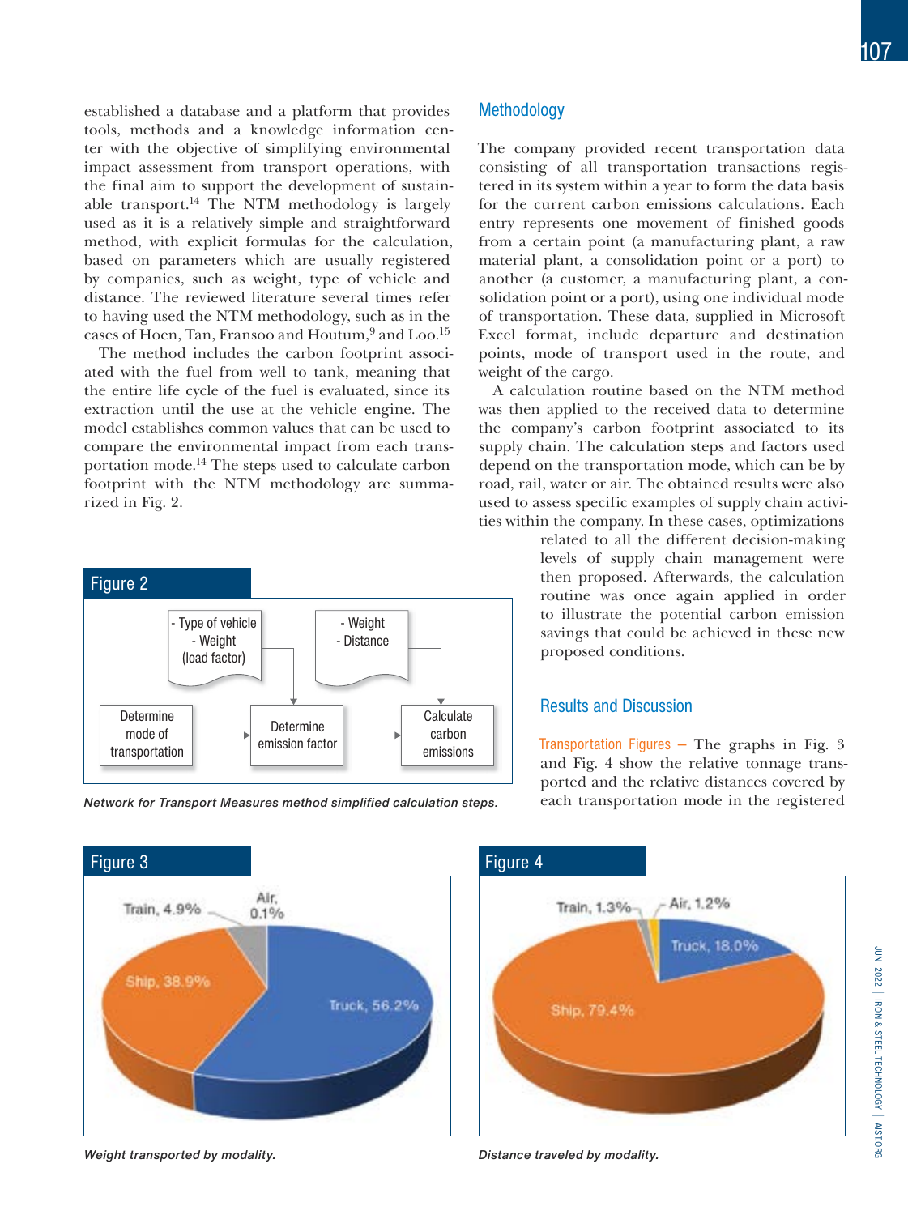established a database and a platform that provides tools, methods and a knowledge information center with the objective of simplifying environmental impact assessment from transport operations, with the final aim to support the development of sustainable transport.[14] The NTM methodology is largely used as it is a relatively simple and straightforward method, with explicit formulas for the calculation, based on parameters which are usually registered by companies, such as weight, type of vehicle and distance. The reviewed literature several times refer to having used the NTM methodology, such as in the cases of Hoen, Tan, Fransoo and Houtum,[9] and Loo.[15]

The method includes the carbon footprint associated with the fuel from well to tank, meaning that the entire life cycle of the fuel is evaluated, since its extraction until the use at the vehicle engine. The model establishes common values that can be used to compare the environmental impact from each transportation mode.[14] The steps used to calculate carbon footprint with the NTM methodology are summarized in Fig. 2.

**Figure 2**

- Type of vehicle
- Weight (load factor)
- Weight
- Distance

Determine mode of transportation → Determine emission factor → Calculate carbon emissions

*Network for Transport Measures method simplified calculation steps.*

## Methodology

The company provided recent transportation data consisting of all transportation transactions registered in its system within a year to form the data basis for the current carbon emissions calculations. Each entry represents one movement of finished goods from a certain point (a manufacturing plant, a raw material plant, a consolidation point or a port) to another (a customer, a manufacturing plant, a consolidation point or a port), using one individual mode of transportation. These data, supplied in Microsoft Excel format, include departure and destination points, mode of transport used in the route, and weight of the cargo.

A calculation routine based on the NTM method was then applied to the received data to determine the company's carbon footprint associated to its supply chain. The calculation steps and factors used depend on the transportation mode, which can be by road, rail, water or air. The obtained results were also used to assess specific examples of supply chain activities within the company. In these cases, optimizations related to all the different decision-making levels of supply chain management were then proposed. Afterwards, the calculation routine was once again applied in order to illustrate the potential carbon emission savings that could be achieved in these new proposed conditions.

## Results and Discussion

**Transportation Figures** — The graphs in Fig. 3 and Fig. 4 show the relative tonnage transported and the relative distances covered by each transportation mode in the registered

**Figure 3**

Truck, 56.2%; Ship, 38.9%; Train, 4.9%; Air, 0.1%

*Weight transported by modality.*

**Figure 4**

Ship, 79.4%; Truck, 18.0%; Train, 1.3%; Air, 1.2%

*Distance traveled by modality.*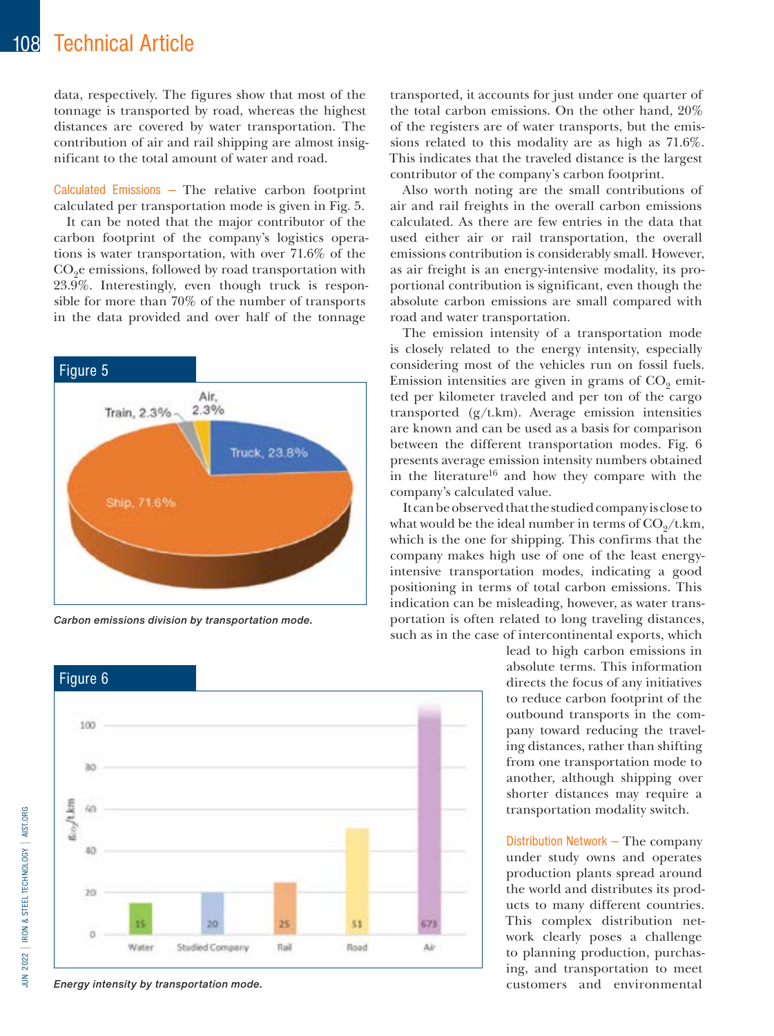data, respectively. The figures show that most of the tonnage is transported by road, whereas the highest distances are covered by water transportation. The contribution of air and rail shipping are almost insignificant to the total amount of water and road.

**Calculated Emissions —** The relative carbon footprint calculated per transportation mode is given in Fig. 5.

It can be noted that the major contributor of the carbon footprint of the company's logistics operations is water transportation, with over 71.6% of the $CO_2$e emissions, followed by road transportation with 23.9%. Interestingly, even though truck is responsible for more than 70% of the number of transports in the data provided and over half of the tonnage transported, it accounts for just under one quarter of the total carbon emissions. On the other hand, 20% of the registers are of water transports, but the emissions related to this modality are as high as 71.6%. This indicates that the traveled distance is the largest contributor of the company's carbon footprint.

Also worth noting are the small contributions of air and rail freights in the overall carbon emissions calculated. As there are few entries in the data that used either air or rail transportation, the overall emissions contribution is considerably small. However, as air freight is an energy-intensive modality, its proportional contribution is significant, even though the absolute carbon emissions are small compared with road and water transportation.

The emission intensity of a transportation mode is closely related to the energy intensity, especially considering most of the vehicles run on fossil fuels. Emission intensities are given in grams of $CO_2$ emitted per kilometer traveled and per ton of the cargo transported (g/t.km). Average emission intensities are known and can be used as a basis for comparison between the different transportation modes. Fig. 6 presents average emission intensity numbers obtained in the literature[16] and how they compare with the company's calculated value.

It can be observed that the studied company is close to what would be the ideal number in terms of $CO_2$/t.km, which is the one for shipping. This confirms that the company makes high use of one of the least energy-intensive transportation modes, indicating a good positioning in terms of total carbon emissions. This indication can be misleading, however, as water transportation is often related to long traveling distances, such as in the case of intercontinental exports, which lead to high carbon emissions in absolute terms. This information directs the focus of any initiatives to reduce carbon footprint of the outbound transports in the company toward reducing the traveling distances, rather than shifting from one transportation mode to another, although shipping over shorter distances may require a transportation modality switch.

**Distribution Network —** The company under study owns and operates production plants spread around the world and distributes its products to many different countries. This complex distribution network clearly poses a challenge to planning production, purchasing, and transportation to meet customers and environmental

**Figure 5**

*Carbon emissions division by transportation mode.*

**Figure 6**

*Energy intensity by transportation mode.*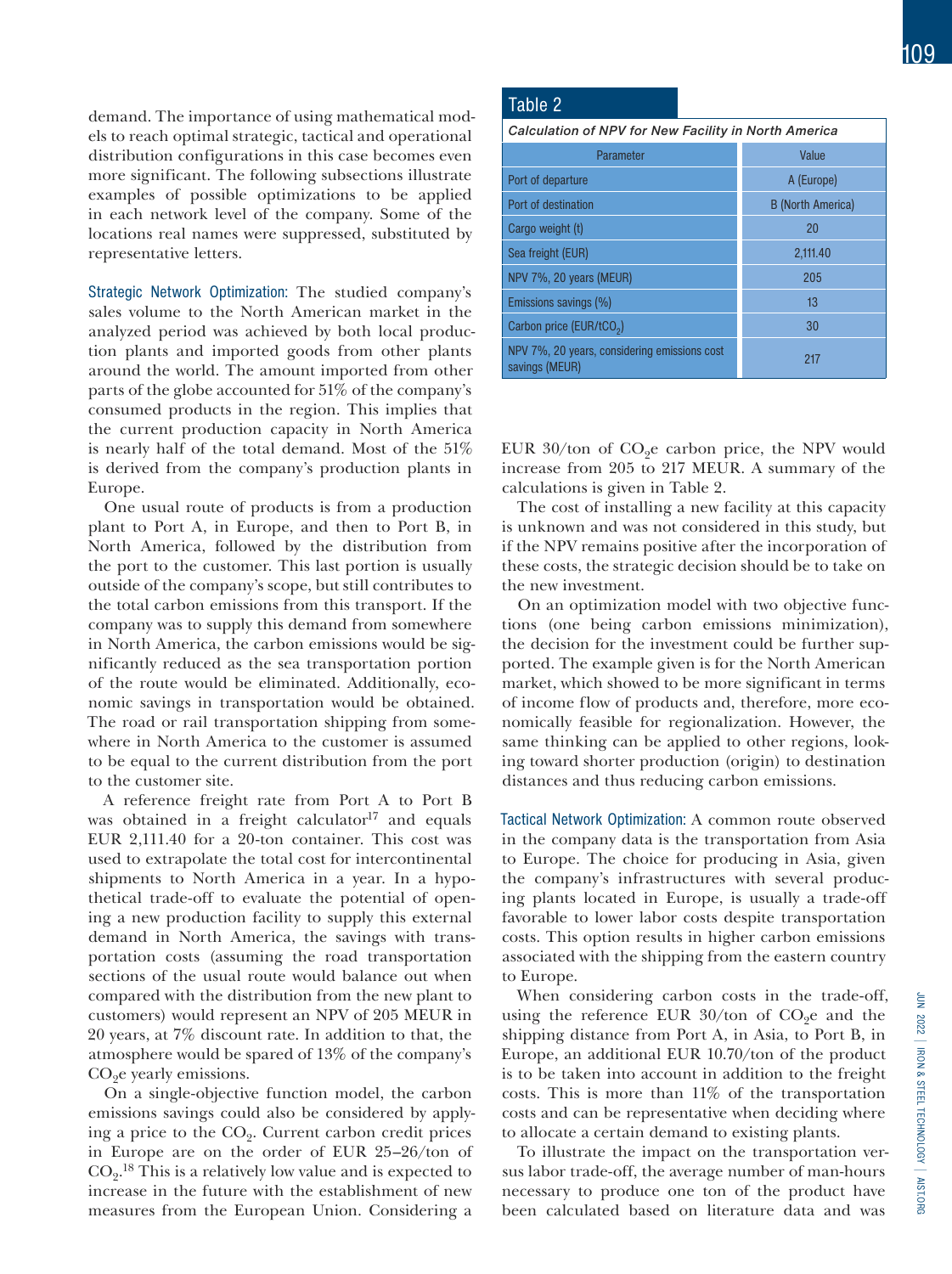demand. The importance of using mathematical models to reach optimal strategic, tactical and operational distribution configurations in this case becomes even more significant. The following subsections illustrate examples of possible optimizations to be applied in each network level of the company. Some of the locations real names were suppressed, substituted by representative letters.

Strategic Network Optimization: The studied company's sales volume to the North American market in the analyzed period was achieved by both local production plants and imported goods from other plants around the world. The amount imported from other parts of the globe accounted for 51% of the company's consumed products in the region. This implies that the current production capacity in North America is nearly half of the total demand. Most of the 51% is derived from the company's production plants in Europe.

One usual route of products is from a production plant to Port A, in Europe, and then to Port B, in North America, followed by the distribution from the port to the customer. This last portion is usually outside of the company's scope, but still contributes to the total carbon emissions from this transport. If the company was to supply this demand from somewhere in North America, the carbon emissions would be significantly reduced as the sea transportation portion of the route would be eliminated. Additionally, economic savings in transportation would be obtained. The road or rail transportation shipping from somewhere in North America to the customer is assumed to be equal to the current distribution from the port to the customer site.

A reference freight rate from Port A to Port B was obtained in a freight calculator[17] and equals EUR 2,111.40 for a 20-ton container. This cost was used to extrapolate the total cost for intercontinental shipments to North America in a year. In a hypothetical trade-off to evaluate the potential of opening a new production facility to supply this external demand in North America, the savings with transportation costs (assuming the road transportation sections of the usual route would balance out when compared with the distribution from the new plant to customers) would represent an NPV of 205 MEUR in 20 years, at 7% discount rate. In addition to that, the atmosphere would be spared of 13% of the company's $CO_2$e yearly emissions.

On a single-objective function model, the carbon emissions savings could also be considered by applying a price to the $CO_2$. Current carbon credit prices in Europe are on the order of EUR 25–26/ton of $CO_2$.[18] This is a relatively low value and is expected to increase in the future with the establishment of new measures from the European Union. Considering a EUR 30/ton of $CO_2$e carbon price, the NPV would increase from 205 to 217 MEUR. A summary of the calculations is given in Table 2.

**Table 2**

*Calculation of NPV for New Facility in North America*

| Parameter | Value |
|---|---|
| Port of departure | A (Europe) |
| Port of destination | B (North America) |
| Cargo weight (t) | 20 |
| Sea freight (EUR) | 2,111.40 |
| NPV 7%, 20 years (MEUR) | 205 |
| Emissions savings (%) | 13 |
| Carbon price (EUR/t$CO_2$) | 30 |
| NPV 7%, 20 years, considering emissions cost savings (MEUR) | 217 |

The cost of installing a new facility at this capacity is unknown and was not considered in this study, but if the NPV remains positive after the incorporation of these costs, the strategic decision should be to take on the new investment.

On an optimization model with two objective functions (one being carbon emissions minimization), the decision for the investment could be further supported. The example given is for the North American market, which showed to be more significant in terms of income flow of products and, therefore, more economically feasible for regionalization. However, the same thinking can be applied to other regions, looking toward shorter production (origin) to destination distances and thus reducing carbon emissions.

Tactical Network Optimization: A common route observed in the company data is the transportation from Asia to Europe. The choice for producing in Asia, given the company's infrastructures with several producing plants located in Europe, is usually a trade-off favorable to lower labor costs despite transportation costs. This option results in higher carbon emissions associated with the shipping from the eastern country to Europe.

When considering carbon costs in the trade-off, using the reference EUR 30/ton of $CO_2$e and the shipping distance from Port A, in Asia, to Port B, in Europe, an additional EUR 10.70/ton of the product is to be taken into account in addition to the freight costs. This is more than 11% of the transportation costs and can be representative when deciding where to allocate a certain demand to existing plants.

To illustrate the impact on the transportation versus labor trade-off, the average number of man-hours necessary to produce one ton of the product have been calculated based on literature data and was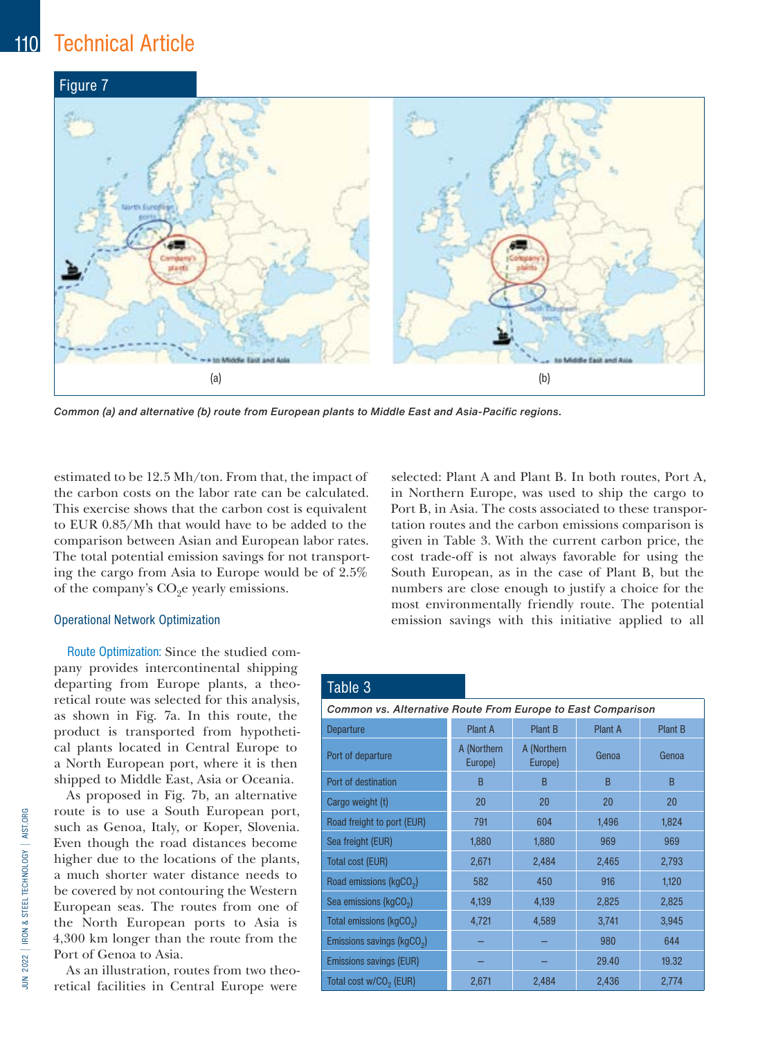## Figure 7

(a) (b)

*Common (a) and alternative (b) route from European plants to Middle East and Asia-Pacific regions.*

estimated to be 12.5 Mh/ton. From that, the impact of the carbon costs on the labor rate can be calculated. This exercise shows that the carbon cost is equivalent to EUR 0.85/Mh that would have to be added to the comparison between Asian and European labor rates. The total potential emission savings for not transporting the cargo from Asia to Europe would be of 2.5% of the company's $CO_2$e yearly emissions.

### Operational Network Optimization

Route Optimization: Since the studied company provides intercontinental shipping departing from Europe plants, a theoretical route was selected for this analysis, as shown in Fig. 7a. In this route, the product is transported from hypothetical plants located in Central Europe to a North European port, where it is then shipped to Middle East, Asia or Oceania.

As proposed in Fig. 7b, an alternative route is to use a South European port, such as Genoa, Italy, or Koper, Slovenia. Even though the road distances become higher due to the locations of the plants, a much shorter water distance needs to be covered by not contouring the Western European seas. The routes from one of the North European ports to Asia is 4,300 km longer than the route from the Port of Genoa to Asia.

As an illustration, routes from two theoretical facilities in Central Europe were selected: Plant A and Plant B. In both routes, Port A, in Northern Europe, was used to ship the cargo to Port B, in Asia. The costs associated to these transportation routes and the carbon emissions comparison is given in Table 3. With the current carbon price, the cost trade-off is not always favorable for using the South European, as in the case of Plant B, but the numbers are close enough to justify a choice for the most environmentally friendly route. The potential emission savings with this initiative applied to all

## Table 3

*Common vs. Alternative Route From Europe to East Comparison*

| Departure | Plant A | Plant B | Plant A | Plant B |
|---|---|---|---|---|
| Port of departure | A (Northern Europe) | A (Northern Europe) | Genoa | Genoa |
| Port of destination | B | B | B | B |
| Cargo weight (t) | 20 | 20 | 20 | 20 |
| Road freight to port (EUR) | 791 | 604 | 1,496 | 1,824 |
| Sea freight (EUR) | 1,880 | 1,880 | 969 | 969 |
| Total cost (EUR) | 2,671 | 2,484 | 2,465 | 2,793 |
| Road emissions (kg$CO_2$) | 582 | 450 | 916 | 1,120 |
| Sea emissions (kg$CO_2$) | 4,139 | 4,139 | 2,825 | 2,825 |
| Total emissions (kg$CO_2$) | 4,721 | 4,589 | 3,741 | 3,945 |
| Emissions savings (kg$CO_2$) | – | – | 980 | 644 |
| Emissions savings (EUR) | – | – | 29.40 | 19.32 |
| Total cost w/$CO_2$ (EUR) | 2,671 | 2,484 | 2,436 | 2,774 |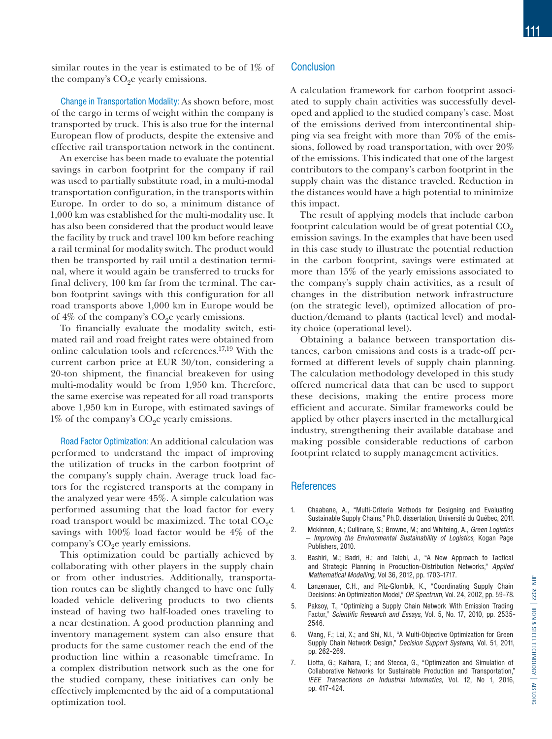similar routes in the year is estimated to be of 1% of the company's $CO_2e$ yearly emissions.

**Change in Transportation Modality:** As shown before, most of the cargo in terms of weight within the company is transported by truck. This is also true for the internal European flow of products, despite the extensive and effective rail transportation network in the continent.

An exercise has been made to evaluate the potential savings in carbon footprint for the company if rail was used to partially substitute road, in a multi-modal transportation configuration, in the transports within Europe. In order to do so, a minimum distance of 1,000 km was established for the multi-modality use. It has also been considered that the product would leave the facility by truck and travel 100 km before reaching a rail terminal for modality switch. The product would then be transported by rail until a destination terminal, where it would again be transferred to trucks for final delivery, 100 km far from the terminal. The carbon footprint savings with this configuration for all road transports above 1,000 km in Europe would be of 4% of the company's $CO_2e$ yearly emissions.

To financially evaluate the modality switch, estimated rail and road freight rates were obtained from online calculation tools and references.[17,19] With the current carbon price at EUR 30/ton, considering a 20-ton shipment, the financial breakeven for using multi-modality would be from 1,950 km. Therefore, the same exercise was repeated for all road transports above 1,950 km in Europe, with estimated savings of 1% of the company's $CO_2e$ yearly emissions.

**Road Factor Optimization:** An additional calculation was performed to understand the impact of improving the utilization of trucks in the carbon footprint of the company's supply chain. Average truck load factors for the registered transports at the company in the analyzed year were 45%. A simple calculation was performed assuming that the load factor for every road transport would be maximized. The total $CO_2e$ savings with 100% load factor would be 4% of the company's $CO_2e$ yearly emissions.

This optimization could be partially achieved by collaborating with other players in the supply chain or from other industries. Additionally, transportation routes can be slightly changed to have one fully loaded vehicle delivering products to two clients instead of having two half-loaded ones traveling to a near destination. A good production planning and inventory management system can also ensure that products for the same customer reach the end of the production line within a reasonable timeframe. In a complex distribution network such as the one for the studied company, these initiatives can only be effectively implemented by the aid of a computational optimization tool.

## Conclusion

A calculation framework for carbon footprint associated to supply chain activities was successfully developed and applied to the studied company's case. Most of the emissions derived from intercontinental shipping via sea freight with more than 70% of the emissions, followed by road transportation, with over 20% of the emissions. This indicated that one of the largest contributors to the company's carbon footprint in the supply chain was the distance traveled. Reduction in the distances would have a high potential to minimize this impact.

The result of applying models that include carbon footprint calculation would be of great potential $CO_2$ emission savings. In the examples that have been used in this case study to illustrate the potential reduction in the carbon footprint, savings were estimated at more than 15% of the yearly emissions associated to the company's supply chain activities, as a result of changes in the distribution network infrastructure (on the strategic level), optimized allocation of production/demand to plants (tactical level) and modality choice (operational level).

Obtaining a balance between transportation distances, carbon emissions and costs is a trade-off performed at different levels of supply chain planning. The calculation methodology developed in this study offered numerical data that can be used to support these decisions, making the entire process more efficient and accurate. Similar frameworks could be applied by other players inserted in the metallurgical industry, strengthening their available database and making possible considerable reductions of carbon footprint related to supply management activities.

## References

1. Chaabane, A., "Multi-Criteria Methods for Designing and Evaluating Sustainable Supply Chains," Ph.D. dissertation, Université du Québec, 2011.
2. Mckinnon, A.; Cullinane, S.; Browne, M.; and Whiteing, A., *Green Logistics — Improving the Environmental Sustainability of Logistics*, Kogan Page Publishers, 2010.
3. Bashiri, M.; Badri, H.; and Talebi, J., "A New Approach to Tactical and Strategic Planning in Production–Distribution Networks," *Applied Mathematical Modelling,* Vol 36, 2012, pp. 1703–1717.
4. Lanzenauer, C.H., and Pilz-Glombik, K., "Coordinating Supply Chain Decisions: An Optimization Model," *OR Spectrum,* Vol. 24, 2002, pp. 59–78.
5. Paksoy, T., "Optimizing a Supply Chain Network With Emission Trading Factor," *Scientific Research and Essays,* Vol. 5, No. 17, 2010, pp. 2535–2546.
6. Wang, F.; Lai, X.; and Shi, N.I., "A Multi-Objective Optimization for Green Supply Chain Network Design," *Decision Support Systems,* Vol. 51, 2011, pp. 262–269.
7. Liotta, G.; Kaihara, T.; and Stecca, G., "Optimization and Simulation of Collaborative Networks for Sustainable Production and Transportation," *IEEE Transactions on Industrial Informatics,* Vol. 12, No 1, 2016, pp. 417–424.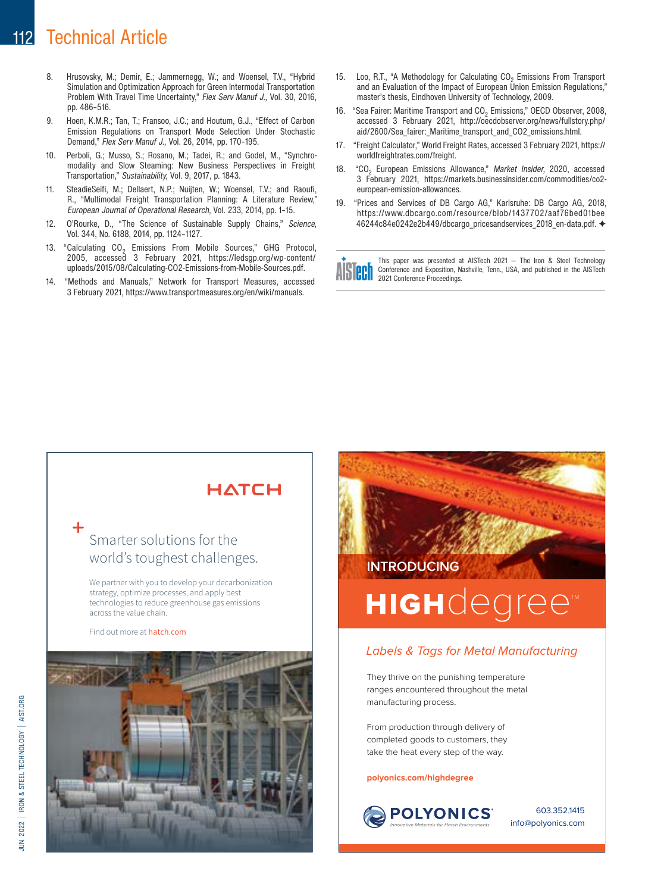8. Hrusovsky, M.; Demir, E.; Jammernegg, W.; and Woensel, T.V., "Hybrid Simulation and Optimization Approach for Green Intermodal Transportation Problem With Travel Time Uncertainty," *Flex Serv Manuf J.*, Vol. 30, 2016, pp. 486–516.
9. Hoen, K.M.R.; Tan, T.; Fransoo, J.C.; and Houtum, G.J., "Effect of Carbon Emission Regulations on Transport Mode Selection Under Stochastic Demand," *Flex Serv Manuf J.*, Vol. 26, 2014, pp. 170–195.
10. Perboli, G.; Musso, S.; Rosano, M.; Tadei, R.; and Godel, M., "Synchro-modality and Slow Steaming: New Business Perspectives in Freight Transportation," *Sustainability*, Vol. 9, 2017, p. 1843.
11. SteadieSeifi, M.; Dellaert, N.P.; Nuijten, W.; Woensel, T.V.; and Raoufi, R., "Multimodal Freight Transportation Planning: A Literature Review," *European Journal of Operational Research*, Vol. 233, 2014, pp. 1–15.
12. O'Rourke, D., "The Science of Sustainable Supply Chains," *Science*, Vol. 344, No. 6188, 2014, pp. 1124–1127.
13. "Calculating $CO_2$ Emissions From Mobile Sources," GHG Protocol, 2005, accessed 3 February 2021, https://ledsgp.org/wp-content/uploads/2015/08/Calculating-CO2-Emissions-from-Mobile-Sources.pdf.
14. "Methods and Manuals," Network for Transport Measures, accessed 3 February 2021, https://www.transportmeasures.org/en/wiki/manuals.
15. Loo, R.T., "A Methodology for Calculating $CO_2$ Emissions From Transport and an Evaluation of the Impact of European Union Emission Regulations," master's thesis, Eindhoven University of Technology, 2009.
16. "Sea Fairer: Maritime Transport and $CO_2$ Emissions," OECD Observer, 2008, accessed 3 February 2021, http://oecdobserver.org/news/fullstory.php/aid/2600/Sea_fairer:_Maritime_transport_and_CO2_emissions.html.
17. "Freight Calculator," World Freight Rates, accessed 3 February 2021, https://worldfreightrates.com/freight.
18. "$CO_2$ European Emissions Allowance," *Market Insider*, 2020, accessed 3 February 2021, https://markets.businessinsider.com/commodities/co2-european-emission-allowances.
19. "Prices and Services of DB Cargo AG," Karlsruhe: DB Cargo AG, 2018, https://www.dbcargo.com/resource/blob/1437702/aaf76bed01bee46244c84e0242e2b449/dbcargo_pricesandservices_2018_en-data.pdf. ✦

This paper was presented at AISTech 2021 — The Iron & Steel Technology Conference and Exposition, Nashville, Tenn., USA, and published in the AISTech 2021 Conference Proceedings.